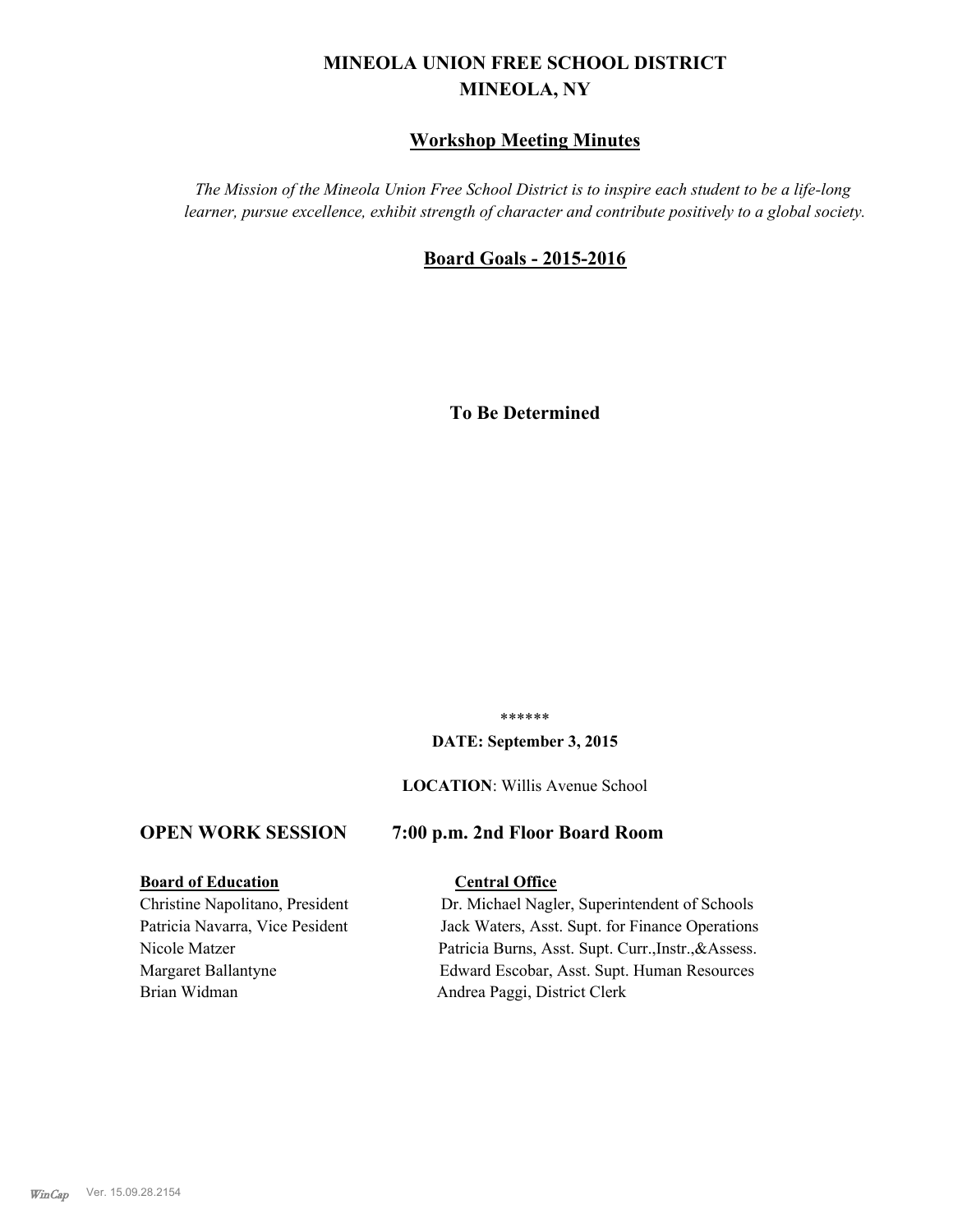# MINEOLA UNION FREE SCHOOL DISTRICT
## MINEOLA, NY

## Workshop Meeting Minutes

*The Mission of the Mineola Union Free School District is to inspire each student to be a life-long learner, pursue excellence, exhibit strength of character and contribute positively to a global society.*

## Board Goals - 2015-2016

**To Be Determined**

******

**DATE: September 3, 2015**

**LOCATION**: Willis Avenue School

**OPEN WORK SESSION 7:00 p.m. 2nd Floor Board Room**

| **Board of Education** | **Central Office** |
|---|---|
| Christine Napolitano, President | Dr. Michael Nagler, Superintendent of Schools |
| Patricia Navarra, Vice Pesident | Jack Waters, Asst. Supt. for Finance Operations |
| Nicole Matzer | Patricia Burns, Asst. Supt. Curr.,Instr.,&Assess. |
| Margaret Ballantyne | Edward Escobar, Asst. Supt. Human Resources |
| Brian Widman | Andrea Paggi, District Clerk |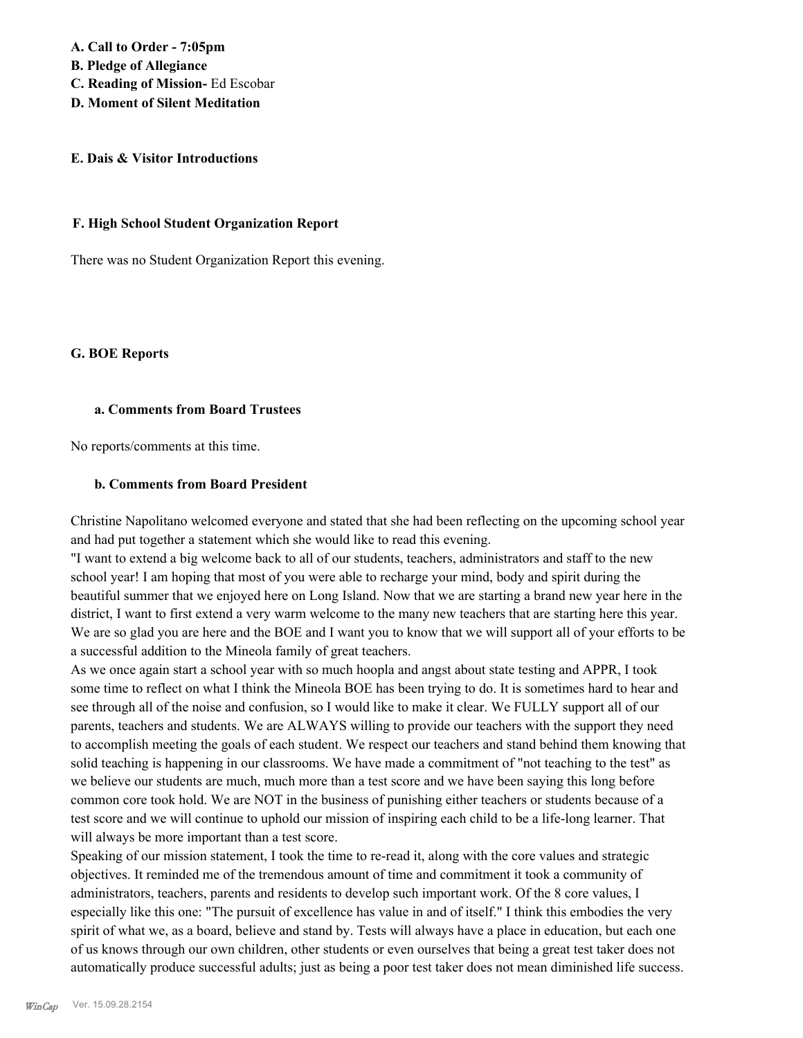**A. Call to Order - 7:05pm**
**B. Pledge of Allegiance**
**C. Reading of Mission-** Ed Escobar
**D. Moment of Silent Meditation**

**E. Dais & Visitor Introductions**

**F. High School Student Organization Report**

There was no Student Organization Report this evening.

**G. BOE Reports**

**a. Comments from Board Trustees**

No reports/comments at this time.

**b. Comments from Board President**

Christine Napolitano welcomed everyone and stated that she had been reflecting on the upcoming school year and had put together a statement which she would like to read this evening.

"I want to extend a big welcome back to all of our students, teachers, administrators and staff to the new school year! I am hoping that most of you were able to recharge your mind, body and spirit during the beautiful summer that we enjoyed here on Long Island. Now that we are starting a brand new year here in the district, I want to first extend a very warm welcome to the many new teachers that are starting here this year. We are so glad you are here and the BOE and I want you to know that we will support all of your efforts to be a successful addition to the Mineola family of great teachers.

As we once again start a school year with so much hoopla and angst about state testing and APPR, I took some time to reflect on what I think the Mineola BOE has been trying to do. It is sometimes hard to hear and see through all of the noise and confusion, so I would like to make it clear. We FULLY support all of our parents, teachers and students. We are ALWAYS willing to provide our teachers with the support they need to accomplish meeting the goals of each student. We respect our teachers and stand behind them knowing that solid teaching is happening in our classrooms. We have made a commitment of "not teaching to the test" as we believe our students are much, much more than a test score and we have been saying this long before common core took hold. We are NOT in the business of punishing either teachers or students because of a test score and we will continue to uphold our mission of inspiring each child to be a life-long learner. That will always be more important than a test score.

Speaking of our mission statement, I took the time to re-read it, along with the core values and strategic objectives. It reminded me of the tremendous amount of time and commitment it took a community of administrators, teachers, parents and residents to develop such important work. Of the 8 core values, I especially like this one: "The pursuit of excellence has value in and of itself." I think this embodies the very spirit of what we, as a board, believe and stand by. Tests will always have a place in education, but each one of us knows through our own children, other students or even ourselves that being a great test taker does not automatically produce successful adults; just as being a poor test taker does not mean diminished life success.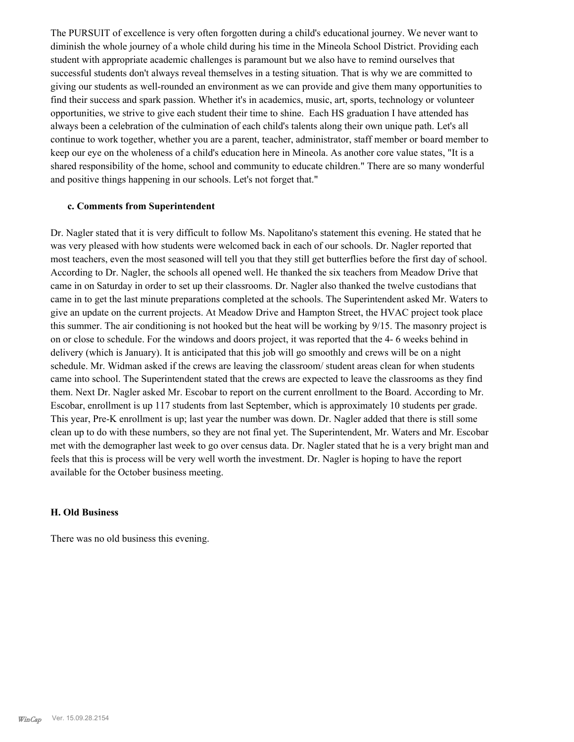The PURSUIT of excellence is very often forgotten during a child's educational journey. We never want to diminish the whole journey of a whole child during his time in the Mineola School District. Providing each student with appropriate academic challenges is paramount but we also have to remind ourselves that successful students don't always reveal themselves in a testing situation. That is why we are committed to giving our students as well-rounded an environment as we can provide and give them many opportunities to find their success and spark passion. Whether it's in academics, music, art, sports, technology or volunteer opportunities, we strive to give each student their time to shine. Each HS graduation I have attended has always been a celebration of the culmination of each child's talents along their own unique path. Let's all continue to work together, whether you are a parent, teacher, administrator, staff member or board member to keep our eye on the wholeness of a child's education here in Mineola. As another core value states, "It is a shared responsibility of the home, school and community to educate children." There are so many wonderful and positive things happening in our schools. Let's not forget that."

#### c. Comments from Superintendent

Dr. Nagler stated that it is very difficult to follow Ms. Napolitano's statement this evening. He stated that he was very pleased with how students were welcomed back in each of our schools. Dr. Nagler reported that most teachers, even the most seasoned will tell you that they still get butterflies before the first day of school. According to Dr. Nagler, the schools all opened well. He thanked the six teachers from Meadow Drive that came in on Saturday in order to set up their classrooms. Dr. Nagler also thanked the twelve custodians that came in to get the last minute preparations completed at the schools. The Superintendent asked Mr. Waters to give an update on the current projects. At Meadow Drive and Hampton Street, the HVAC project took place this summer. The air conditioning is not hooked but the heat will be working by 9/15. The masonry project is on or close to schedule. For the windows and doors project, it was reported that the 4- 6 weeks behind in delivery (which is January). It is anticipated that this job will go smoothly and crews will be on a night schedule. Mr. Widman asked if the crews are leaving the classroom/ student areas clean for when students came into school. The Superintendent stated that the crews are expected to leave the classrooms as they find them. Next Dr. Nagler asked Mr. Escobar to report on the current enrollment to the Board. According to Mr. Escobar, enrollment is up 117 students from last September, which is approximately 10 students per grade. This year, Pre-K enrollment is up; last year the number was down. Dr. Nagler added that there is still some clean up to do with these numbers, so they are not final yet. The Superintendent, Mr. Waters and Mr. Escobar met with the demographer last week to go over census data. Dr. Nagler stated that he is a very bright man and feels that this is process will be very well worth the investment. Dr. Nagler is hoping to have the report available for the October business meeting.

### H. Old Business

There was no old business this evening.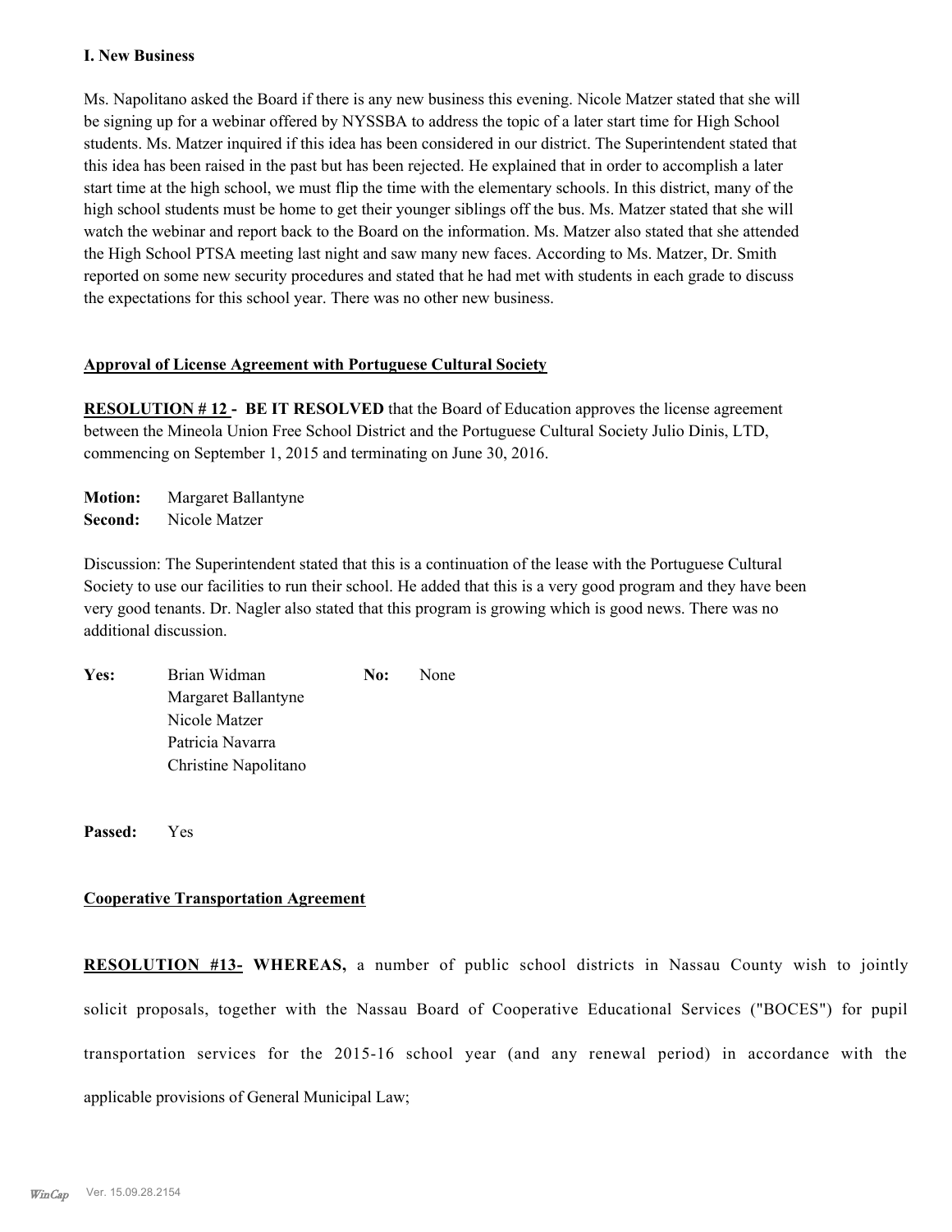**I. New Business**

Ms. Napolitano asked the Board if there is any new business this evening. Nicole Matzer stated that she will be signing up for a webinar offered by NYSSBA to address the topic of a later start time for High School students. Ms. Matzer inquired if this idea has been considered in our district. The Superintendent stated that this idea has been raised in the past but has been rejected. He explained that in order to accomplish a later start time at the high school, we must flip the time with the elementary schools. In this district, many of the high school students must be home to get their younger siblings off the bus. Ms. Matzer stated that she will watch the webinar and report back to the Board on the information. Ms. Matzer also stated that she attended the High School PTSA meeting last night and saw many new faces. According to Ms. Matzer, Dr. Smith reported on some new security procedures and stated that he had met with students in each grade to discuss the expectations for this school year. There was no other new business.

**Approval of License Agreement with Portuguese Cultural Society**

**RESOLUTION # 12 - BE IT RESOLVED** that the Board of Education approves the license agreement between the Mineola Union Free School District and the Portuguese Cultural Society Julio Dinis, LTD, commencing on September 1, 2015 and terminating on June 30, 2016.

**Motion:** Margaret Ballantyne
**Second:** Nicole Matzer

Discussion: The Superintendent stated that this is a continuation of the lease with the Portuguese Cultural Society to use our facilities to run their school. He added that this is a very good program and they have been very good tenants. Dr. Nagler also stated that this program is growing which is good news. There was no additional discussion.

**Yes:** Brian Widman
Margaret Ballantyne
Nicole Matzer
Patricia Navarra
Christine Napolitano

**No:** None

**Passed:** Yes

**Cooperative Transportation Agreement**

**RESOLUTION #13- WHEREAS,** a number of public school districts in Nassau County wish to jointly solicit proposals, together with the Nassau Board of Cooperative Educational Services ("BOCES") for pupil transportation services for the 2015-16 school year (and any renewal period) in accordance with the applicable provisions of General Municipal Law;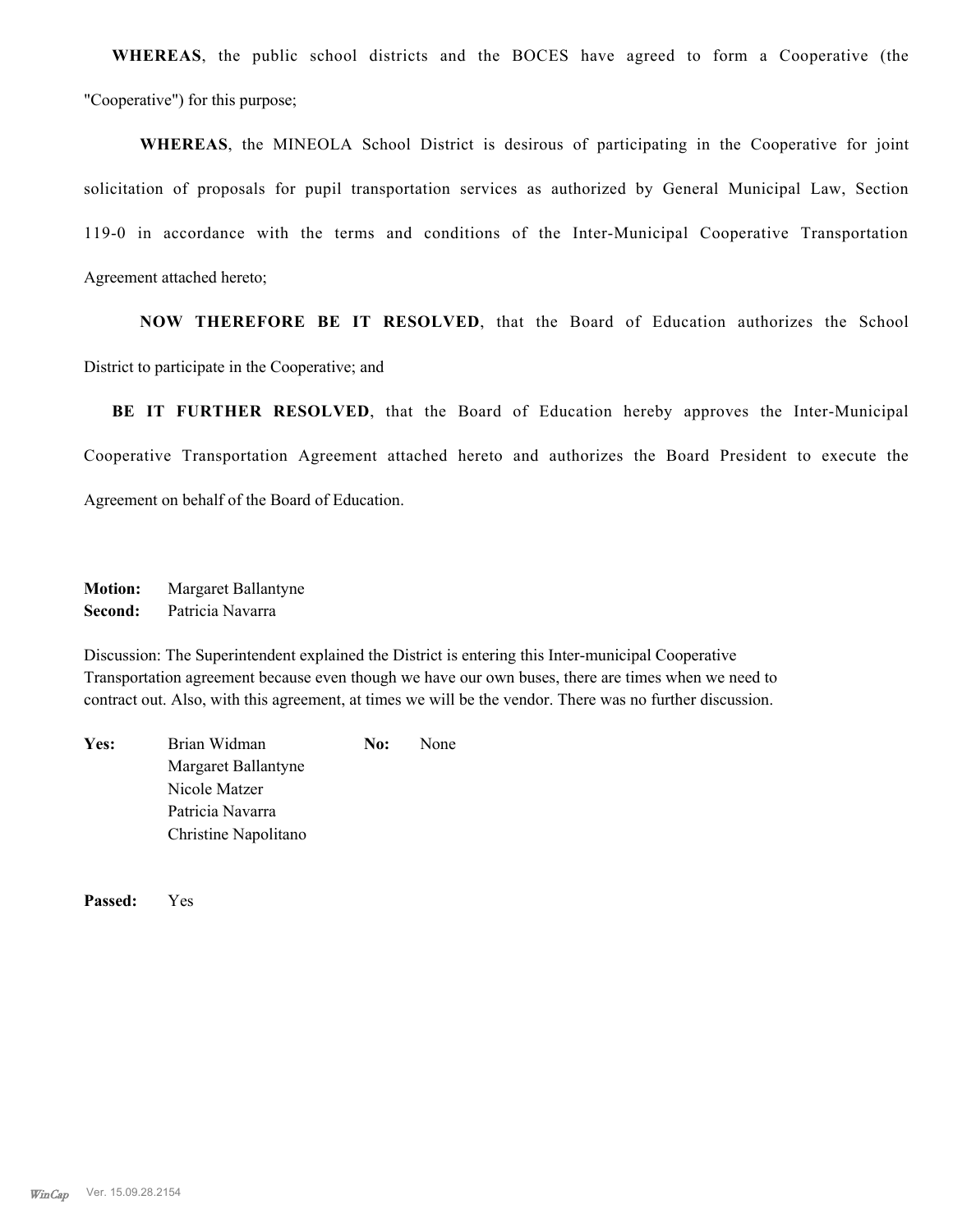**WHEREAS**, the public school districts and the BOCES have agreed to form a Cooperative (the "Cooperative") for this purpose;

**WHEREAS**, the MINEOLA School District is desirous of participating in the Cooperative for joint solicitation of proposals for pupil transportation services as authorized by General Municipal Law, Section 119-0 in accordance with the terms and conditions of the Inter-Municipal Cooperative Transportation Agreement attached hereto;

**NOW THEREFORE BE IT RESOLVED**, that the Board of Education authorizes the School District to participate in the Cooperative; and

**BE IT FURTHER RESOLVED**, that the Board of Education hereby approves the Inter-Municipal Cooperative Transportation Agreement attached hereto and authorizes the Board President to execute the Agreement on behalf of the Board of Education.

**Motion:** Margaret Ballantyne
**Second:** Patricia Navarra

Discussion: The Superintendent explained the District is entering this Inter-municipal Cooperative Transportation agreement because even though we have our own buses, there are times when we need to contract out. Also, with this agreement, at times we will be the vendor. There was no further discussion.

**Yes:** Brian Widman
Margaret Ballantyne
Nicole Matzer
Patricia Navarra
Christine Napolitano

**No:** None

**Passed:** Yes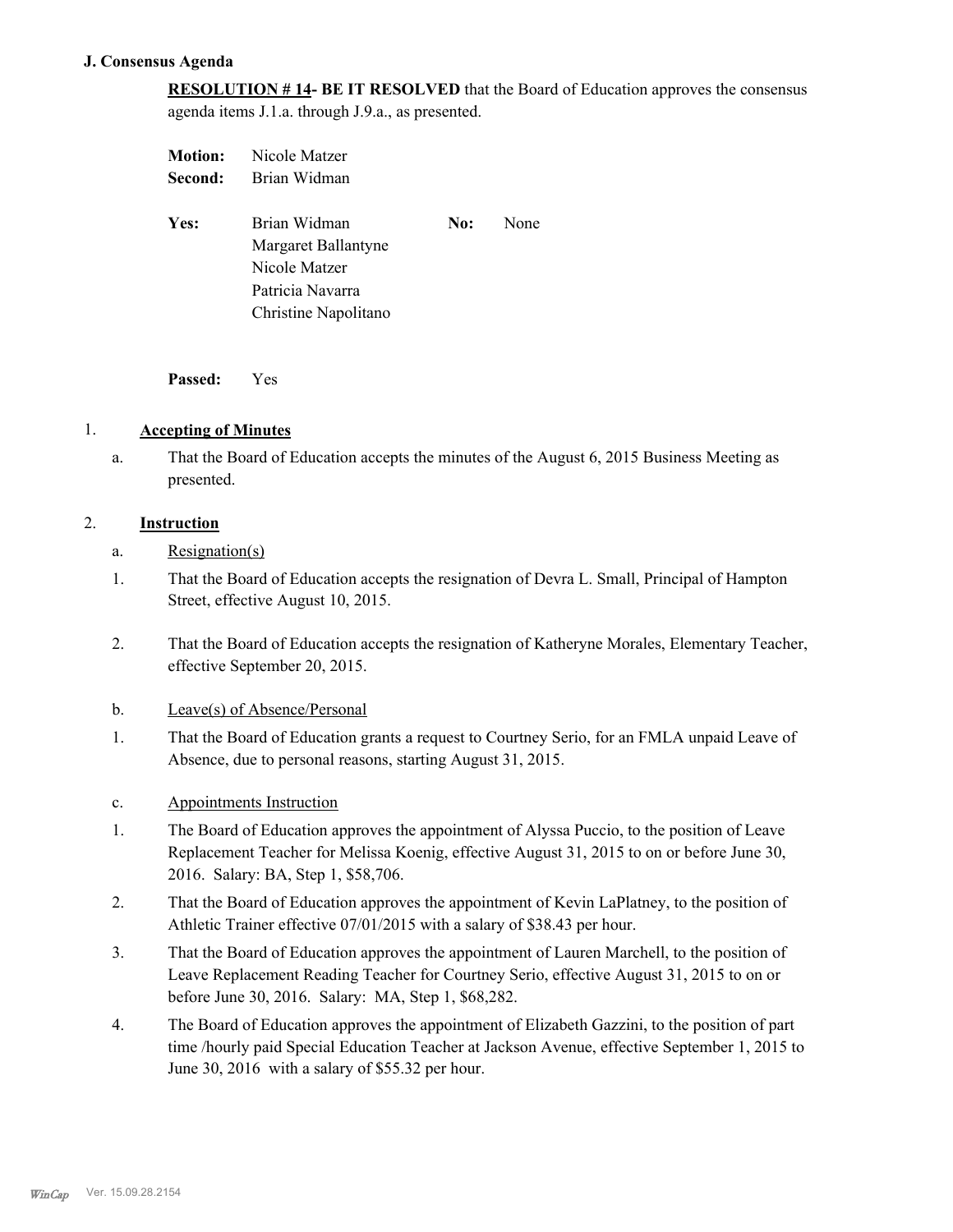### J. Consensus Agenda

**RESOLUTION # 14- BE IT RESOLVED** that the Board of Education approves the consensus agenda items J.1.a. through J.9.a., as presented.

**Motion:** Nicole Matzer
**Second:** Brian Widman

**Yes:** Brian Widman, Margaret Ballantyne, Nicole Matzer, Patricia Navarra, Christine Napolitano
**No:** None

**Passed:** Yes

1. **Accepting of Minutes**

   a. That the Board of Education accepts the minutes of the August 6, 2015 Business Meeting as presented.

2. **Instruction**

   a. Resignation(s)

   1. That the Board of Education accepts the resignation of Devra L. Small, Principal of Hampton Street, effective August 10, 2015.
   2. That the Board of Education accepts the resignation of Katheryne Morales, Elementary Teacher, effective September 20, 2015.

   b. Leave(s) of Absence/Personal

   1. That the Board of Education grants a request to Courtney Serio, for an FMLA unpaid Leave of Absence, due to personal reasons, starting August 31, 2015.

   c. Appointments Instruction

   1. The Board of Education approves the appointment of Alyssa Puccio, to the position of Leave Replacement Teacher for Melissa Koenig, effective August 31, 2015 to on or before June 30, 2016. Salary: BA, Step 1, $58,706.
   2. That the Board of Education approves the appointment of Kevin LaPlatney, to the position of Athletic Trainer effective 07/01/2015 with a salary of $38.43 per hour.
   3. That the Board of Education approves the appointment of Lauren Marchell, to the position of Leave Replacement Reading Teacher for Courtney Serio, effective August 31, 2015 to on or before June 30, 2016. Salary: MA, Step 1, $68,282.
   4. The Board of Education approves the appointment of Elizabeth Gazzini, to the position of part time /hourly paid Special Education Teacher at Jackson Avenue, effective September 1, 2015 to June 30, 2016 with a salary of $55.32 per hour.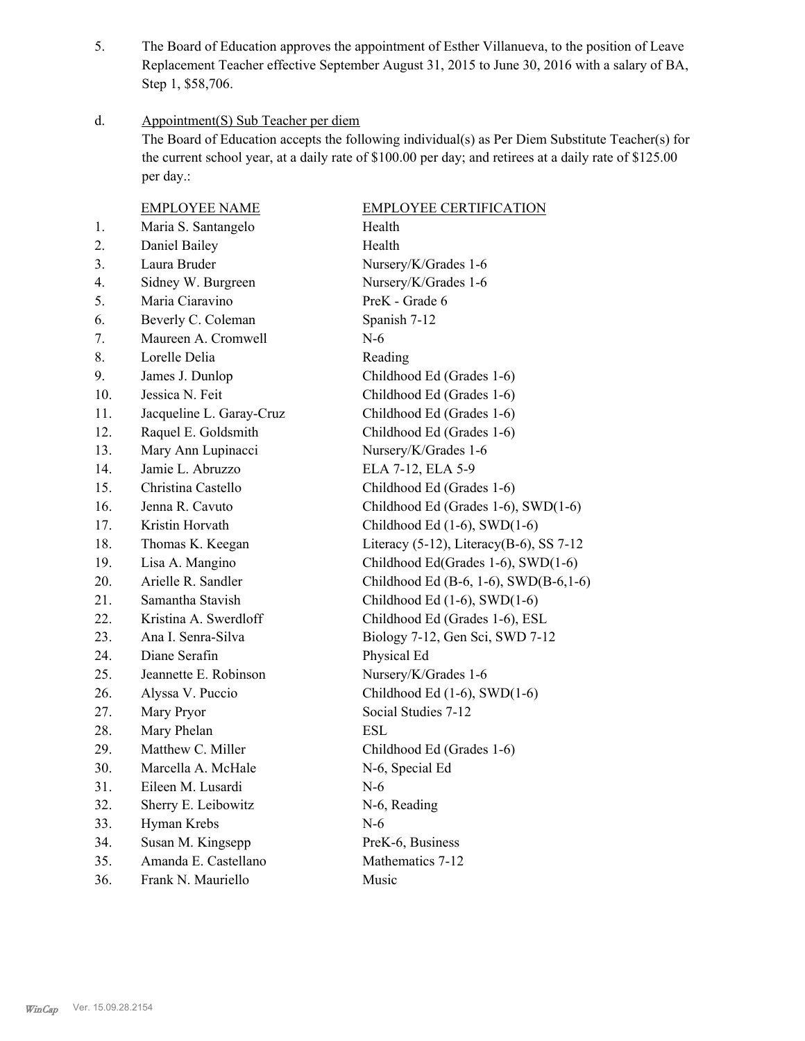5. The Board of Education approves the appointment of Esther Villanueva, to the position of Leave Replacement Teacher effective September August 31, 2015 to June 30, 2016 with a salary of BA, Step 1, $58,706.

d. Appointment(S) Sub Teacher per diem

The Board of Education accepts the following individual(s) as Per Diem Substitute Teacher(s) for the current school year, at a daily rate of $100.00 per day; and retirees at a daily rate of $125.00 per day.:

| | EMPLOYEE NAME | EMPLOYEE CERTIFICATION |
|---|---|---|
| 1. | Maria S. Santangelo | Health |
| 2. | Daniel Bailey | Health |
| 3. | Laura Bruder | Nursery/K/Grades 1-6 |
| 4. | Sidney W. Burgreen | Nursery/K/Grades 1-6 |
| 5. | Maria Ciaravino | PreK - Grade 6 |
| 6. | Beverly C. Coleman | Spanish 7-12 |
| 7. | Maureen A. Cromwell | N-6 |
| 8. | Lorelle Delia | Reading |
| 9. | James J. Dunlop | Childhood Ed (Grades 1-6) |
| 10. | Jessica N. Feit | Childhood Ed (Grades 1-6) |
| 11. | Jacqueline L. Garay-Cruz | Childhood Ed (Grades 1-6) |
| 12. | Raquel E. Goldsmith | Childhood Ed (Grades 1-6) |
| 13. | Mary Ann Lupinacci | Nursery/K/Grades 1-6 |
| 14. | Jamie L. Abruzzo | ELA 7-12, ELA 5-9 |
| 15. | Christina Castello | Childhood Ed (Grades 1-6) |
| 16. | Jenna R. Cavuto | Childhood Ed (Grades 1-6), SWD(1-6) |
| 17. | Kristin Horvath | Childhood Ed (1-6), SWD(1-6) |
| 18. | Thomas K. Keegan | Literacy (5-12), Literacy(B-6), SS 7-12 |
| 19. | Lisa A. Mangino | Childhood Ed(Grades 1-6), SWD(1-6) |
| 20. | Arielle R. Sandler | Childhood Ed (B-6, 1-6), SWD(B-6,1-6) |
| 21. | Samantha Stavish | Childhood Ed (1-6), SWD(1-6) |
| 22. | Kristina A. Swerdloff | Childhood Ed (Grades 1-6), ESL |
| 23. | Ana I. Senra-Silva | Biology 7-12, Gen Sci, SWD 7-12 |
| 24. | Diane Serafin | Physical Ed |
| 25. | Jeannette E. Robinson | Nursery/K/Grades 1-6 |
| 26. | Alyssa V. Puccio | Childhood Ed (1-6), SWD(1-6) |
| 27. | Mary Pryor | Social Studies 7-12 |
| 28. | Mary Phelan | ESL |
| 29. | Matthew C. Miller | Childhood Ed (Grades 1-6) |
| 30. | Marcella A. McHale | N-6, Special Ed |
| 31. | Eileen M. Lusardi | N-6 |
| 32. | Sherry E. Leibowitz | N-6, Reading |
| 33. | Hyman Krebs | N-6 |
| 34. | Susan M. Kingsepp | PreK-6, Business |
| 35. | Amanda E. Castellano | Mathematics 7-12 |
| 36. | Frank N. Mauriello | Music |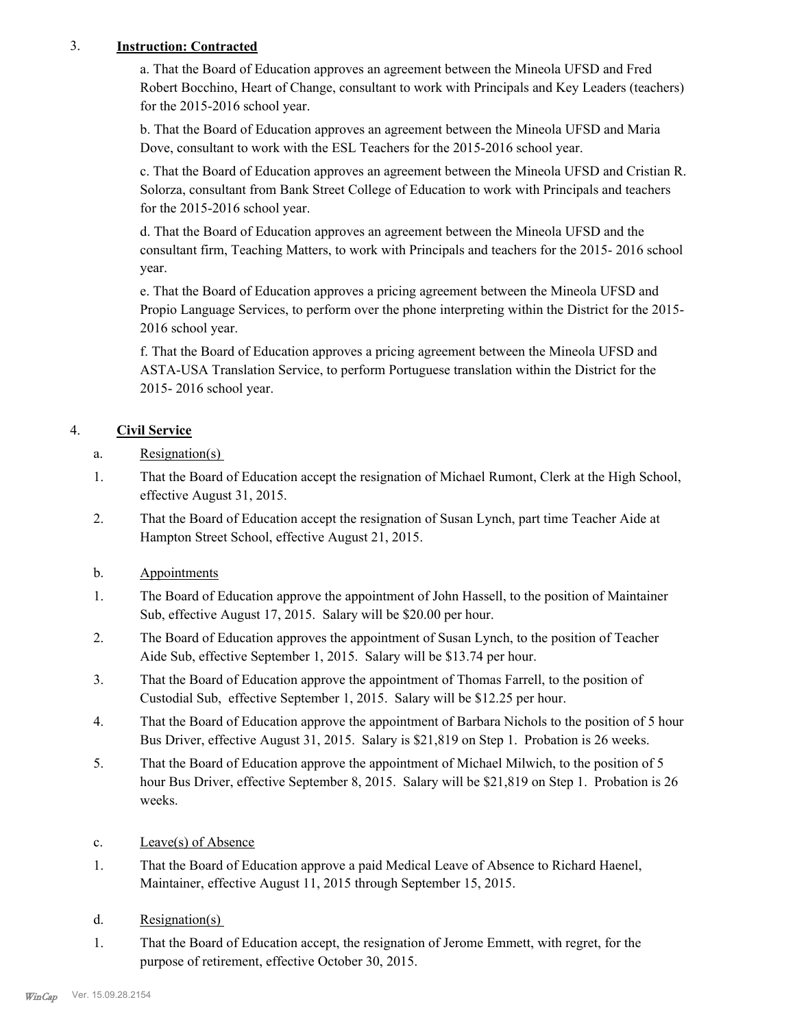3. **Instruction: Contracted**

   a. That the Board of Education approves an agreement between the Mineola UFSD and Fred Robert Bocchino, Heart of Change, consultant to work with Principals and Key Leaders (teachers) for the 2015-2016 school year.

   b. That the Board of Education approves an agreement between the Mineola UFSD and Maria Dove, consultant to work with the ESL Teachers for the 2015-2016 school year.

   c. That the Board of Education approves an agreement between the Mineola UFSD and Cristian R. Solorza, consultant from Bank Street College of Education to work with Principals and teachers for the 2015-2016 school year.

   d. That the Board of Education approves an agreement between the Mineola UFSD and the consultant firm, Teaching Matters, to work with Principals and teachers for the 2015- 2016 school year.

   e. That the Board of Education approves a pricing agreement between the Mineola UFSD and Propio Language Services, to perform over the phone interpreting within the District for the 2015-2016 school year.

   f. That the Board of Education approves a pricing agreement between the Mineola UFSD and ASTA-USA Translation Service, to perform Portuguese translation within the District for the 2015- 2016 school year.

4. **Civil Service**

   a. Resignation(s)

   1. That the Board of Education accept the resignation of Michael Rumont, Clerk at the High School, effective August 31, 2015.
   2. That the Board of Education accept the resignation of Susan Lynch, part time Teacher Aide at Hampton Street School, effective August 21, 2015.

   b. Appointments

   1. The Board of Education approve the appointment of John Hassell, to the position of Maintainer Sub, effective August 17, 2015. Salary will be $20.00 per hour.
   2. The Board of Education approves the appointment of Susan Lynch, to the position of Teacher Aide Sub, effective September 1, 2015. Salary will be $13.74 per hour.
   3. That the Board of Education approve the appointment of Thomas Farrell, to the position of Custodial Sub, effective September 1, 2015. Salary will be $12.25 per hour.
   4. That the Board of Education approve the appointment of Barbara Nichols to the position of 5 hour Bus Driver, effective August 31, 2015. Salary is $21,819 on Step 1. Probation is 26 weeks.
   5. That the Board of Education approve the appointment of Michael Milwich, to the position of 5 hour Bus Driver, effective September 8, 2015. Salary will be $21,819 on Step 1. Probation is 26 weeks.

   c. Leave(s) of Absence

   1. That the Board of Education approve a paid Medical Leave of Absence to Richard Haenel, Maintainer, effective August 11, 2015 through September 15, 2015.

   d. Resignation(s)

   1. That the Board of Education accept, the resignation of Jerome Emmett, with regret, for the purpose of retirement, effective October 30, 2015.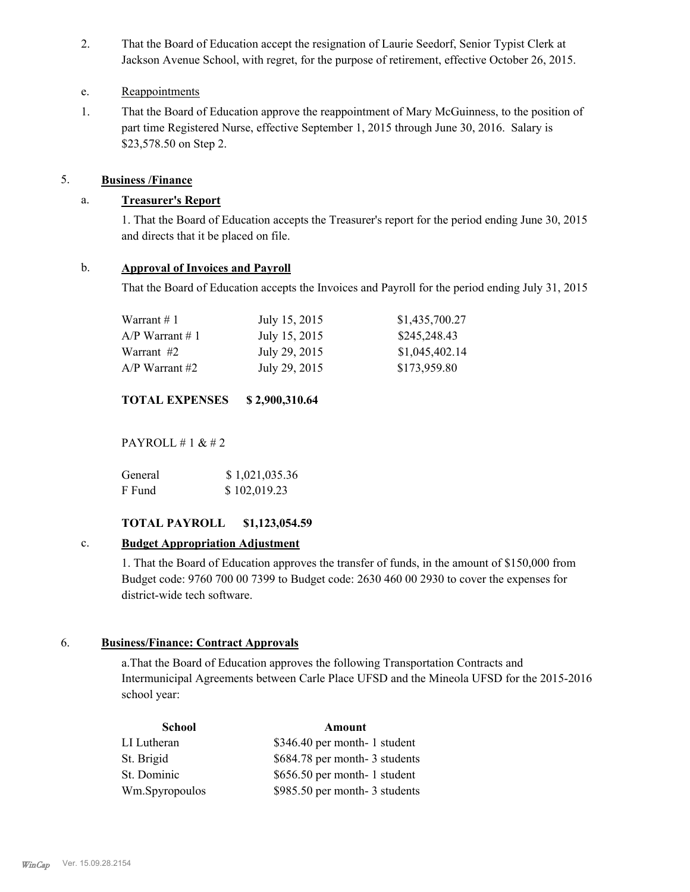2. That the Board of Education accept the resignation of Laurie Seedorf, Senior Typist Clerk at Jackson Avenue School, with regret, for the purpose of retirement, effective October 26, 2015.

e. Reappointments

1. That the Board of Education approve the reappointment of Mary McGuinness, to the position of part time Registered Nurse, effective September 1, 2015 through June 30, 2016. Salary is $23,578.50 on Step 2.

## 5. Business /Finance

### a. Treasurer's Report

1. That the Board of Education accepts the Treasurer's report for the period ending June 30, 2015 and directs that it be placed on file.

### b. Approval of Invoices and Payroll

That the Board of Education accepts the Invoices and Payroll for the period ending July 31, 2015

| | | |
|---|---|---|
| Warrant # 1 | July 15, 2015 | $1,435,700.27 |
| A/P Warrant # 1 | July 15, 2015 | $245,248.43 |
| Warrant #2 | July 29, 2015 | $1,045,402.14 |
| A/P Warrant #2 | July 29, 2015 | $173,959.80 |

**TOTAL EXPENSES $ 2,900,310.64**

PAYROLL # 1 & # 2

| | |
|---|---|
| General | $ 1,021,035.36 |
| F Fund | $ 102,019.23 |

**TOTAL PAYROLL $1,123,054.59**

### c. Budget Appropriation Adjustment

1. That the Board of Education approves the transfer of funds, in the amount of $150,000 from Budget code: 9760 700 00 7399 to Budget code: 2630 460 00 2930 to cover the expenses for district-wide tech software.

## 6. Business/Finance: Contract Approvals

a. That the Board of Education approves the following Transportation Contracts and Intermunicipal Agreements between Carle Place UFSD and the Mineola UFSD for the 2015-2016 school year:

| School | Amount |
|---|---|
| LI Lutheran | $346.40 per month- 1 student |
| St. Brigid | $684.78 per month- 3 students |
| St. Dominic | $656.50 per month- 1 student |
| Wm.Spyropoulos | $985.50 per month- 3 students |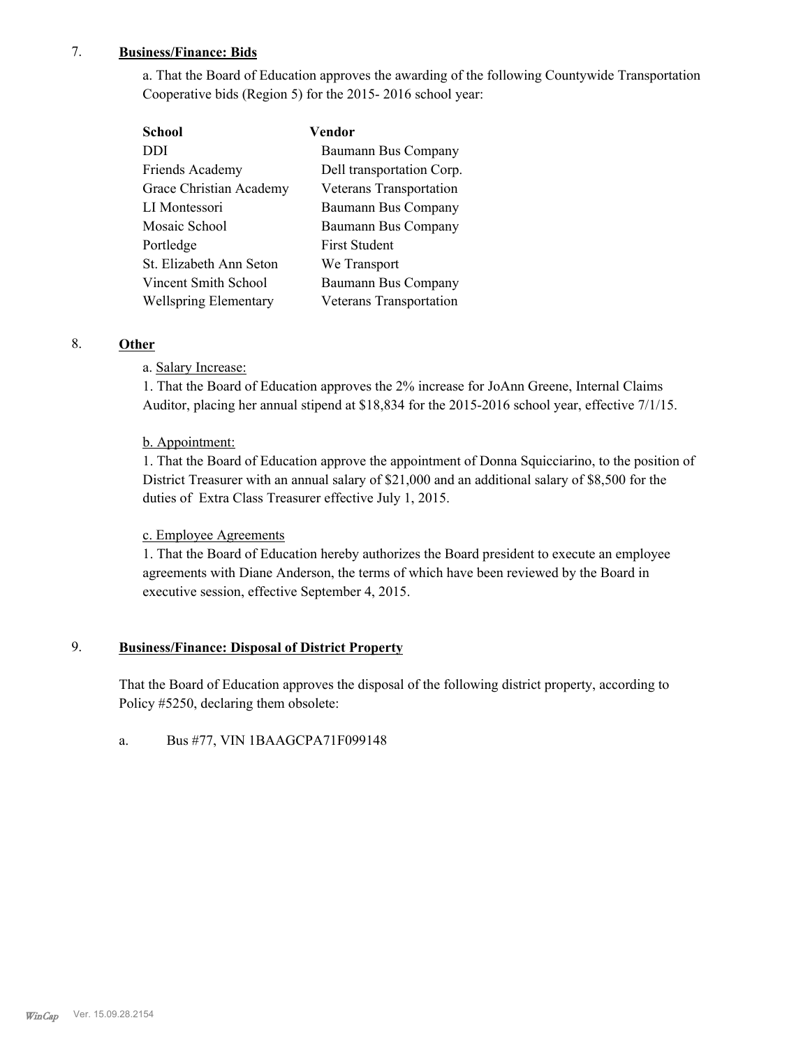7. **Business/Finance: Bids**

a. That the Board of Education approves the awarding of the following Countywide Transportation Cooperative bids (Region 5) for the 2015- 2016 school year:

| School | Vendor |
|---|---|
| DDI | Baumann Bus Company |
| Friends Academy | Dell transportation Corp. |
| Grace Christian Academy | Veterans Transportation |
| LI Montessori | Baumann Bus Company |
| Mosaic School | Baumann Bus Company |
| Portledge | First Student |
| St. Elizabeth Ann Seton | We Transport |
| Vincent Smith School | Baumann Bus Company |
| Wellspring Elementary | Veterans Transportation |

8. **Other**

a. Salary Increase:

1. That the Board of Education approves the 2% increase for JoAnn Greene, Internal Claims Auditor, placing her annual stipend at $18,834 for the 2015-2016 school year, effective 7/1/15.

b. Appointment:

1. That the Board of Education approve the appointment of Donna Squicciarino, to the position of District Treasurer with an annual salary of $21,000 and an additional salary of $8,500 for the duties of Extra Class Treasurer effective July 1, 2015.

c. Employee Agreements

1. That the Board of Education hereby authorizes the Board president to execute an employee agreements with Diane Anderson, the terms of which have been reviewed by the Board in executive session, effective September 4, 2015.

9. **Business/Finance: Disposal of District Property**

That the Board of Education approves the disposal of the following district property, according to Policy #5250, declaring them obsolete:

a. Bus #77, VIN 1BAAGCPA71F099148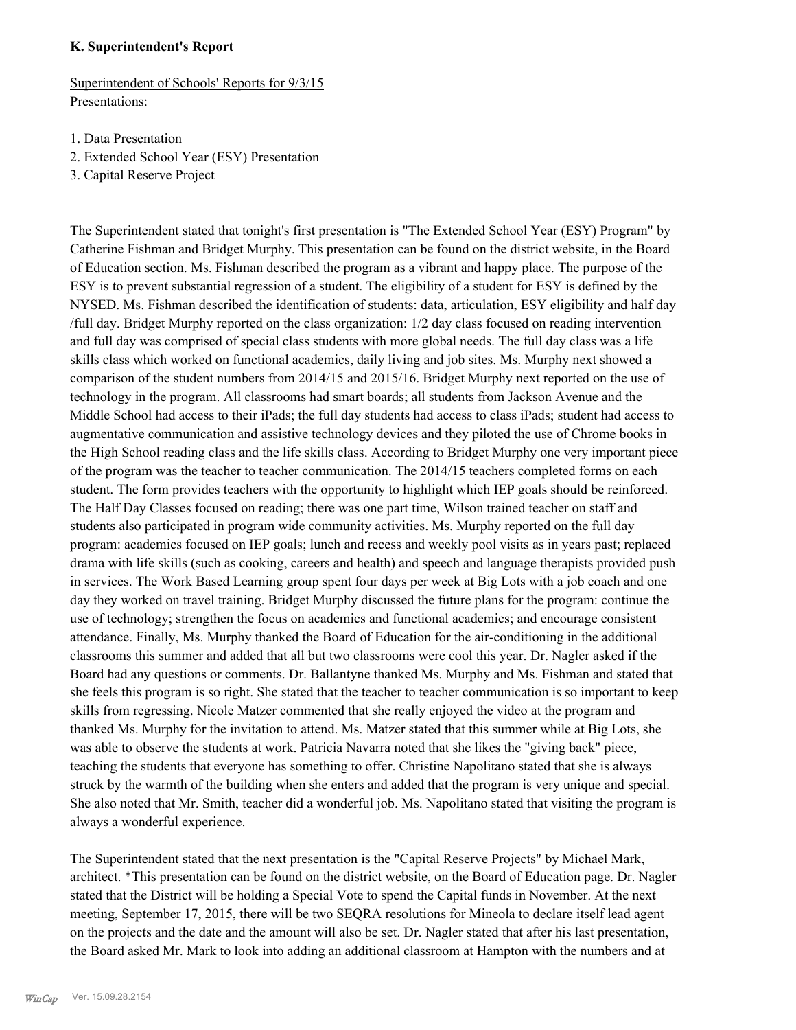**K. Superintendent's Report**

Superintendent of Schools' Reports for 9/3/15
Presentations:

1. Data Presentation
2. Extended School Year (ESY) Presentation
3. Capital Reserve Project

The Superintendent stated that tonight's first presentation is "The Extended School Year (ESY) Program" by Catherine Fishman and Bridget Murphy. This presentation can be found on the district website, in the Board of Education section. Ms. Fishman described the program as a vibrant and happy place. The purpose of the ESY is to prevent substantial regression of a student. The eligibility of a student for ESY is defined by the NYSED. Ms. Fishman described the identification of students: data, articulation, ESY eligibility and half day /full day. Bridget Murphy reported on the class organization: 1/2 day class focused on reading intervention and full day was comprised of special class students with more global needs. The full day class was a life skills class which worked on functional academics, daily living and job sites. Ms. Murphy next showed a comparison of the student numbers from 2014/15 and 2015/16. Bridget Murphy next reported on the use of technology in the program. All classrooms had smart boards; all students from Jackson Avenue and the Middle School had access to their iPads; the full day students had access to class iPads; student had access to augmentative communication and assistive technology devices and they piloted the use of Chrome books in the High School reading class and the life skills class. According to Bridget Murphy one very important piece of the program was the teacher to teacher communication. The 2014/15 teachers completed forms on each student. The form provides teachers with the opportunity to highlight which IEP goals should be reinforced. The Half Day Classes focused on reading; there was one part time, Wilson trained teacher on staff and students also participated in program wide community activities. Ms. Murphy reported on the full day program: academics focused on IEP goals; lunch and recess and weekly pool visits as in years past; replaced drama with life skills (such as cooking, careers and health) and speech and language therapists provided push in services. The Work Based Learning group spent four days per week at Big Lots with a job coach and one day they worked on travel training. Bridget Murphy discussed the future plans for the program: continue the use of technology; strengthen the focus on academics and functional academics; and encourage consistent attendance. Finally, Ms. Murphy thanked the Board of Education for the air-conditioning in the additional classrooms this summer and added that all but two classrooms were cool this year. Dr. Nagler asked if the Board had any questions or comments. Dr. Ballantyne thanked Ms. Murphy and Ms. Fishman and stated that she feels this program is so right. She stated that the teacher to teacher communication is so important to keep skills from regressing. Nicole Matzer commented that she really enjoyed the video at the program and thanked Ms. Murphy for the invitation to attend. Ms. Matzer stated that this summer while at Big Lots, she was able to observe the students at work. Patricia Navarra noted that she likes the "giving back" piece, teaching the students that everyone has something to offer. Christine Napolitano stated that she is always struck by the warmth of the building when she enters and added that the program is very unique and special. She also noted that Mr. Smith, teacher did a wonderful job. Ms. Napolitano stated that visiting the program is always a wonderful experience.

The Superintendent stated that the next presentation is the "Capital Reserve Projects" by Michael Mark, architect. *This presentation can be found on the district website, on the Board of Education page. Dr. Nagler stated that the District will be holding a Special Vote to spend the Capital funds in November. At the next meeting, September 17, 2015, there will be two SEQRA resolutions for Mineola to declare itself lead agent on the projects and the date and the amount will also be set. Dr. Nagler stated that after his last presentation, the Board asked Mr. Mark to look into adding an additional classroom at Hampton with the numbers and at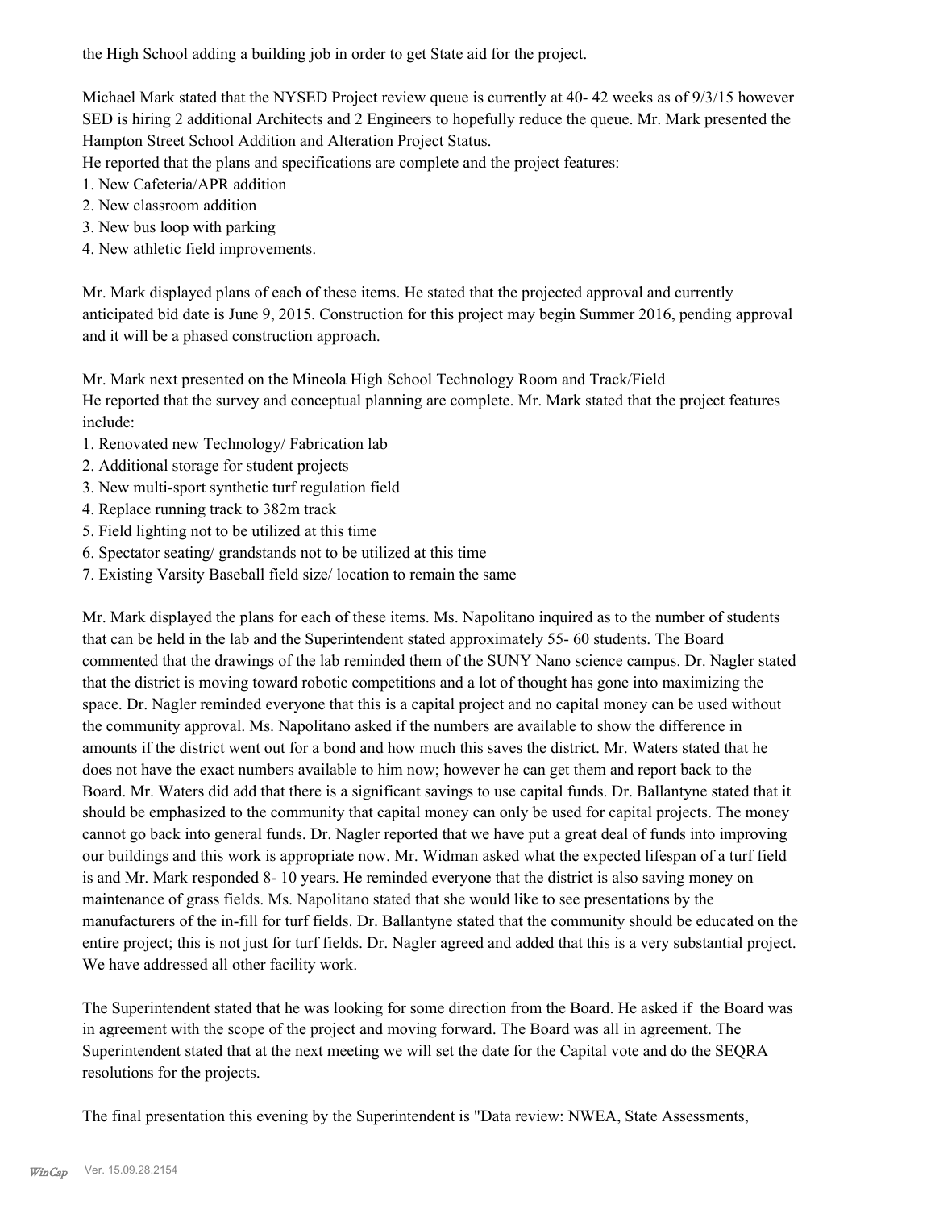the High School adding a building job in order to get State aid for the project.

Michael Mark stated that the NYSED Project review queue is currently at 40- 42 weeks as of 9/3/15 however SED is hiring 2 additional Architects and 2 Engineers to hopefully reduce the queue. Mr. Mark presented the Hampton Street School Addition and Alteration Project Status.
He reported that the plans and specifications are complete and the project features:
1. New Cafeteria/APR addition
2. New classroom addition
3. New bus loop with parking
4. New athletic field improvements.

Mr. Mark displayed plans of each of these items. He stated that the projected approval and currently anticipated bid date is June 9, 2015. Construction for this project may begin Summer 2016, pending approval and it will be a phased construction approach.

Mr. Mark next presented on the Mineola High School Technology Room and Track/Field
He reported that the survey and conceptual planning are complete. Mr. Mark stated that the project features include:
1. Renovated new Technology/ Fabrication lab
2. Additional storage for student projects
3. New multi-sport synthetic turf regulation field
4. Replace running track to 382m track
5. Field lighting not to be utilized at this time
6. Spectator seating/ grandstands not to be utilized at this time
7. Existing Varsity Baseball field size/ location to remain the same

Mr. Mark displayed the plans for each of these items. Ms. Napolitano inquired as to the number of students that can be held in the lab and the Superintendent stated approximately 55- 60 students. The Board commented that the drawings of the lab reminded them of the SUNY Nano science campus. Dr. Nagler stated that the district is moving toward robotic competitions and a lot of thought has gone into maximizing the space. Dr. Nagler reminded everyone that this is a capital project and no capital money can be used without the community approval. Ms. Napolitano asked if the numbers are available to show the difference in amounts if the district went out for a bond and how much this saves the district. Mr. Waters stated that he does not have the exact numbers available to him now; however he can get them and report back to the Board. Mr. Waters did add that there is a significant savings to use capital funds. Dr. Ballantyne stated that it should be emphasized to the community that capital money can only be used for capital projects. The money cannot go back into general funds. Dr. Nagler reported that we have put a great deal of funds into improving our buildings and this work is appropriate now. Mr. Widman asked what the expected lifespan of a turf field is and Mr. Mark responded 8- 10 years. He reminded everyone that the district is also saving money on maintenance of grass fields. Ms. Napolitano stated that she would like to see presentations by the manufacturers of the in-fill for turf fields. Dr. Ballantyne stated that the community should be educated on the entire project; this is not just for turf fields. Dr. Nagler agreed and added that this is a very substantial project. We have addressed all other facility work.

The Superintendent stated that he was looking for some direction from the Board. He asked if the Board was in agreement with the scope of the project and moving forward. The Board was all in agreement. The Superintendent stated that at the next meeting we will set the date for the Capital vote and do the SEQRA resolutions for the projects.

The final presentation this evening by the Superintendent is "Data review: NWEA, State Assessments,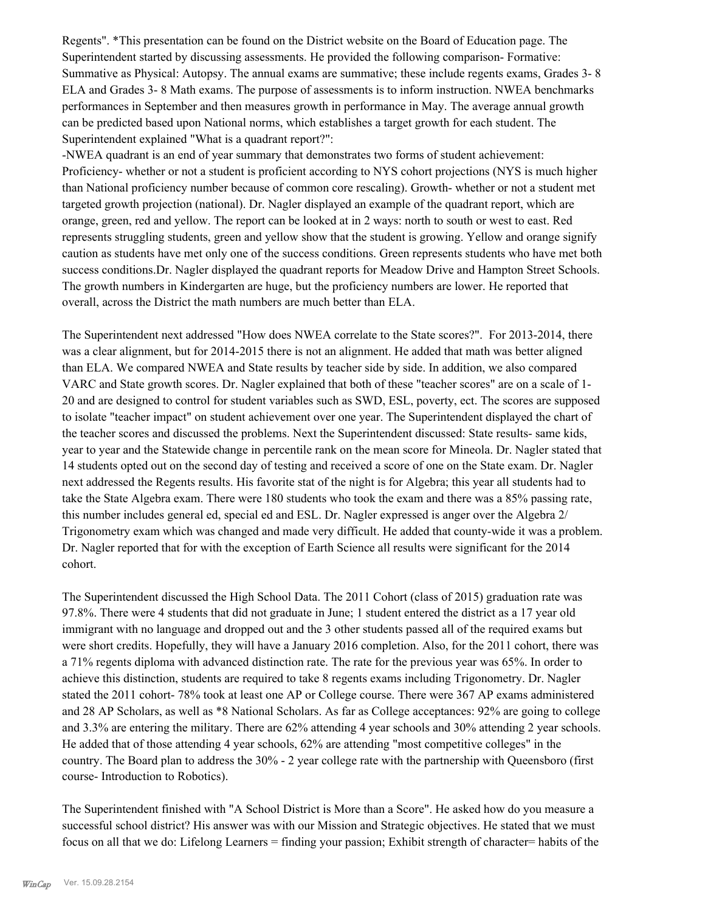Regents". *This presentation can be found on the District website on the Board of Education page. The Superintendent started by discussing assessments. He provided the following comparison- Formative: Summative as Physical: Autopsy. The annual exams are summative; these include regents exams, Grades 3- 8 ELA and Grades 3- 8 Math exams. The purpose of assessments is to inform instruction. NWEA benchmarks performances in September and then measures growth in performance in May. The average annual growth can be predicted based upon National norms, which establishes a target growth for each student. The Superintendent explained "What is a quadrant report?":

-NWEA quadrant is an end of year summary that demonstrates two forms of student achievement: Proficiency- whether or not a student is proficient according to NYS cohort projections (NYS is much higher than National proficiency number because of common core rescaling). Growth- whether or not a student met targeted growth projection (national). Dr. Nagler displayed an example of the quadrant report, which are orange, green, red and yellow. The report can be looked at in 2 ways: north to south or west to east. Red represents struggling students, green and yellow show that the student is growing. Yellow and orange signify caution as students have met only one of the success conditions. Green represents students who have met both success conditions.Dr. Nagler displayed the quadrant reports for Meadow Drive and Hampton Street Schools. The growth numbers in Kindergarten are huge, but the proficiency numbers are lower. He reported that overall, across the District the math numbers are much better than ELA.

The Superintendent next addressed "How does NWEA correlate to the State scores?". For 2013-2014, there was a clear alignment, but for 2014-2015 there is not an alignment. He added that math was better aligned than ELA. We compared NWEA and State results by teacher side by side. In addition, we also compared VARC and State growth scores. Dr. Nagler explained that both of these "teacher scores" are on a scale of 1-20 and are designed to control for student variables such as SWD, ESL, poverty, ect. The scores are supposed to isolate "teacher impact" on student achievement over one year. The Superintendent displayed the chart of the teacher scores and discussed the problems. Next the Superintendent discussed: State results- same kids, year to year and the Statewide change in percentile rank on the mean score for Mineola. Dr. Nagler stated that 14 students opted out on the second day of testing and received a score of one on the State exam. Dr. Nagler next addressed the Regents results. His favorite stat of the night is for Algebra; this year all students had to take the State Algebra exam. There were 180 students who took the exam and there was a 85% passing rate, this number includes general ed, special ed and ESL. Dr. Nagler expressed is anger over the Algebra 2/ Trigonometry exam which was changed and made very difficult. He added that county-wide it was a problem. Dr. Nagler reported that for with the exception of Earth Science all results were significant for the 2014 cohort.

The Superintendent discussed the High School Data. The 2011 Cohort (class of 2015) graduation rate was 97.8%. There were 4 students that did not graduate in June; 1 student entered the district as a 17 year old immigrant with no language and dropped out and the 3 other students passed all of the required exams but were short credits. Hopefully, they will have a January 2016 completion. Also, for the 2011 cohort, there was a 71% regents diploma with advanced distinction rate. The rate for the previous year was 65%. In order to achieve this distinction, students are required to take 8 regents exams including Trigonometry. Dr. Nagler stated the 2011 cohort- 78% took at least one AP or College course. There were 367 AP exams administered and 28 AP Scholars, as well as *8 National Scholars. As far as College acceptances: 92% are going to college and 3.3% are entering the military. There are 62% attending 4 year schools and 30% attending 2 year schools. He added that of those attending 4 year schools, 62% are attending "most competitive colleges" in the country. The Board plan to address the 30% - 2 year college rate with the partnership with Queensboro (first course- Introduction to Robotics).

The Superintendent finished with "A School District is More than a Score". He asked how do you measure a successful school district? His answer was with our Mission and Strategic objectives. He stated that we must focus on all that we do: Lifelong Learners = finding your passion; Exhibit strength of character= habits of the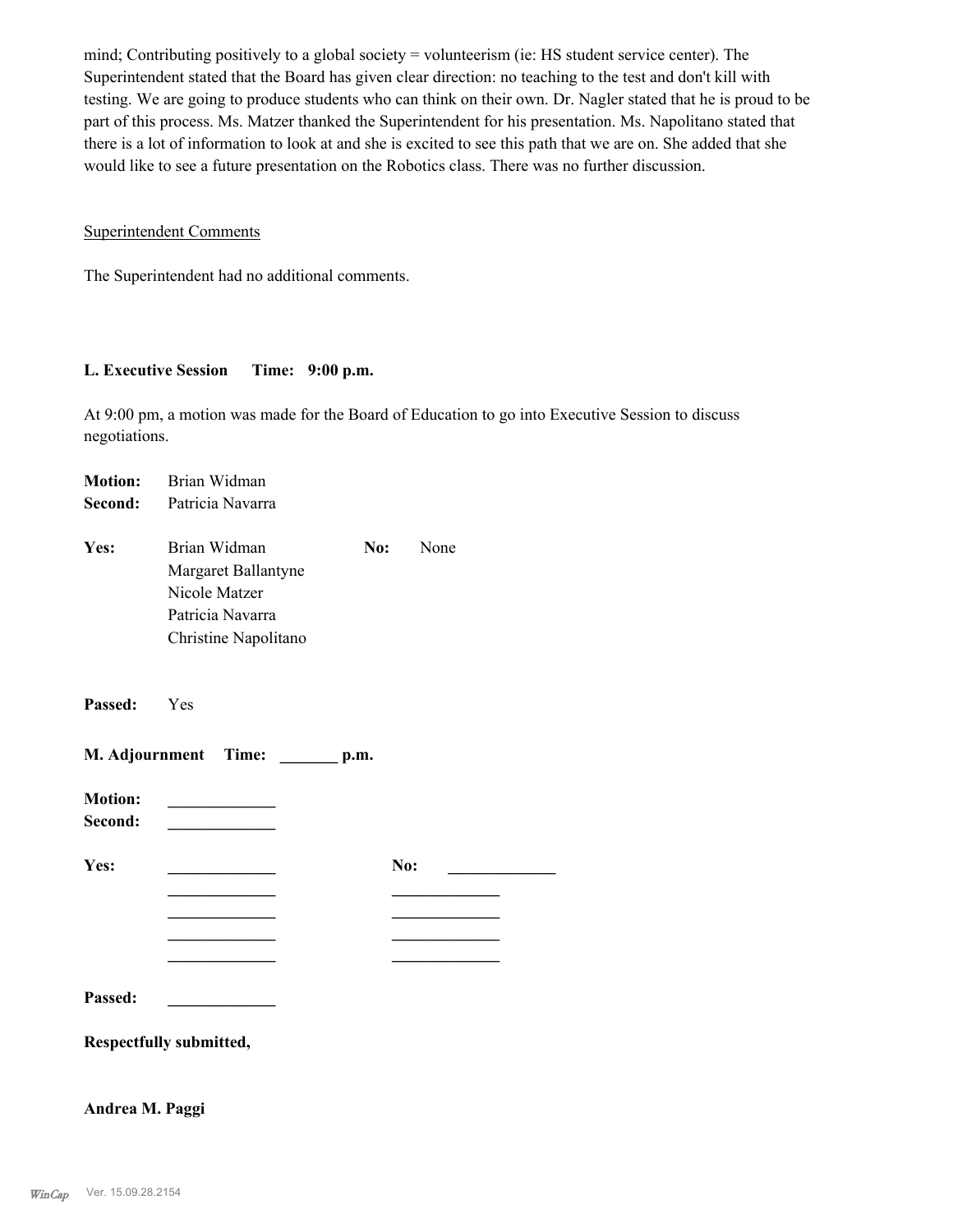mind; Contributing positively to a global society = volunteerism (ie: HS student service center). The Superintendent stated that the Board has given clear direction: no teaching to the test and don't kill with testing. We are going to produce students who can think on their own. Dr. Nagler stated that he is proud to be part of this process. Ms. Matzer thanked the Superintendent for his presentation. Ms. Napolitano stated that there is a lot of information to look at and she is excited to see this path that we are on. She added that she would like to see a future presentation on the Robotics class. There was no further discussion.

Superintendent Comments

The Superintendent had no additional comments.

**L. Executive Session Time: 9:00 p.m.**

At 9:00 pm, a motion was made for the Board of Education to go into Executive Session to discuss negotiations.

**Motion:** Brian Widman
**Second:** Patricia Navarra

| | | | |
|---|---|---|---|
| **Yes:** | Brian Widman | **No:** | None |
| | Margaret Ballantyne | | |
| | Nicole Matzer | | |
| | Patricia Navarra | | |
| | Christine Napolitano | | |

**Passed:** Yes

**M. Adjournment Time: _______ p.m.**

**Motion:** _____________
**Second:** _____________

| | | | |
|---|---|---|---|
| **Yes:** | _____________ | **No:** | _____________ |
| | _____________ | | _____________ |
| | _____________ | | _____________ |
| | _____________ | | _____________ |
| | _____________ | | _____________ |

**Passed:** _____________

**Respectfully submitted,**

**Andrea M. Paggi**